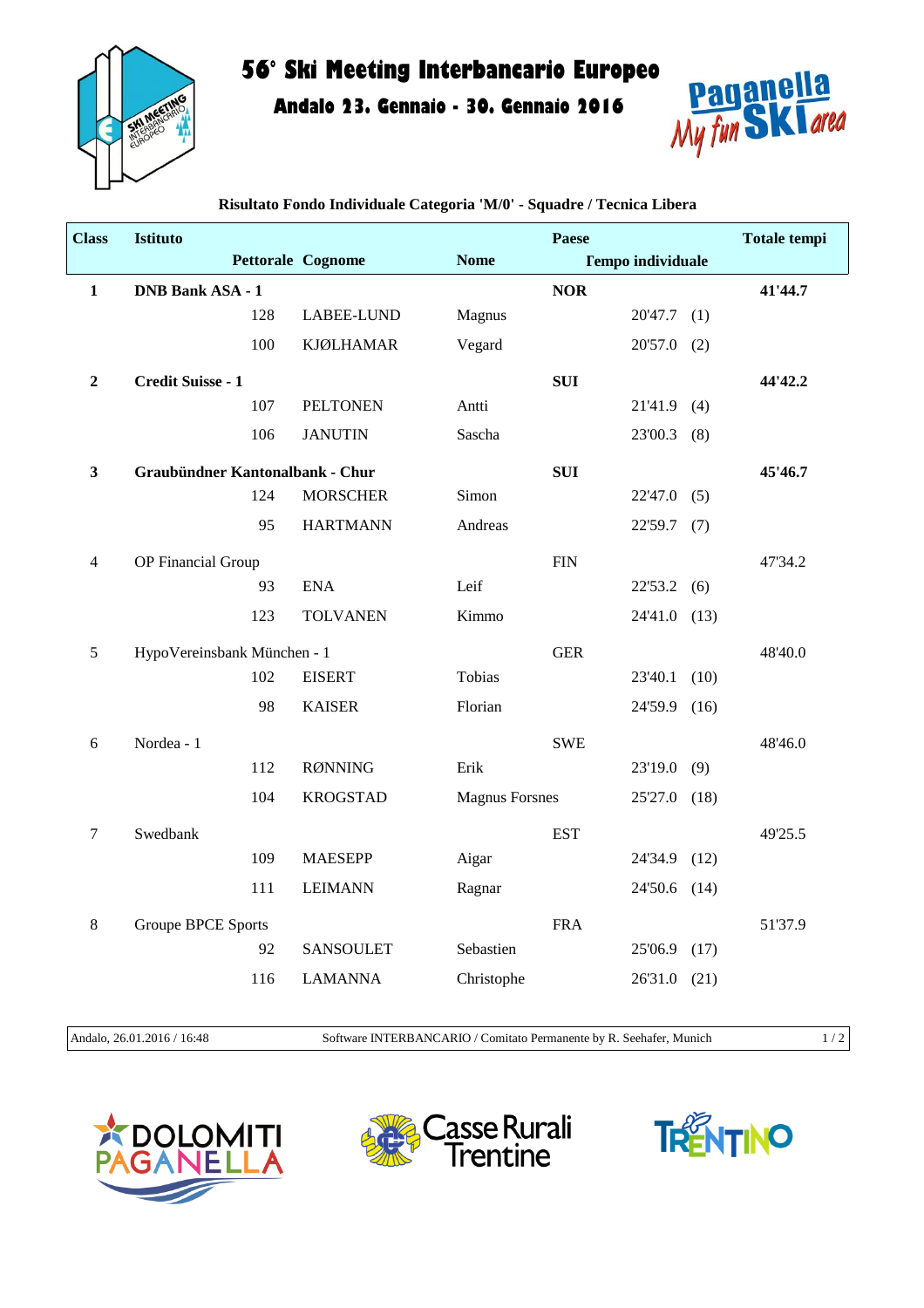# 56° Ski Meeting Interbancario Europeo

## Andalo 23. Gennaio - 30. Gennaio 2016

### Risultato Fondo Individuale Categoria 'M/0' - Squadre / Tecnica Libera

| Class | Istituto | | | Paese | | Totale tempi |
|---|---|---|---|---|---|---|
| | | Pettorale | Cognome | Nome | Tempo individuale | |
| **1** | **DNB Bank ASA - 1** | | | **NOR** | | **41'44.7** |
| | | 128 | LABEE-LUND | Magnus | 20'47.7 (1) | |
| | | 100 | KJØLHAMAR | Vegard | 20'57.0 (2) | |
| **2** | **Credit Suisse - 1** | | | **SUI** | | **44'42.2** |
| | | 107 | PELTONEN | Antti | 21'41.9 (4) | |
| | | 106 | JANUTIN | Sascha | 23'00.3 (8) | |
| **3** | **Graubündner Kantonalbank - Chur** | | | **SUI** | | **45'46.7** |
| | | 124 | MORSCHER | Simon | 22'47.0 (5) | |
| | | 95 | HARTMANN | Andreas | 22'59.7 (7) | |
| 4 | OP Financial Group | | | FIN | | 47'34.2 |
| | | 93 | ENA | Leif | 22'53.2 (6) | |
| | | 123 | TOLVANEN | Kimmo | 24'41.0 (13) | |
| 5 | HypoVereinsbank München - 1 | | | GER | | 48'40.0 |
| | | 102 | EISERT | Tobias | 23'40.1 (10) | |
| | | 98 | KAISER | Florian | 24'59.9 (16) | |
| 6 | Nordea - 1 | | | SWE | | 48'46.0 |
| | | 112 | RØNNING | Erik | 23'19.0 (9) | |
| | | 104 | KROGSTAD | Magnus Forsnes | 25'27.0 (18) | |
| 7 | Swedbank | | | EST | | 49'25.5 |
| | | 109 | MAESEPP | Aigar | 24'34.9 (12) | |
| | | 111 | LEIMANN | Ragnar | 24'50.6 (14) | |
| 8 | Groupe BPCE Sports | | | FRA | | 51'37.9 |
| | | 92 | SANSOULET | Sebastien | 25'06.9 (17) | |
| | | 116 | LAMANNA | Christophe | 26'31.0 (21) | |

Andalo, 26.01.2016 / 16:48 — Software INTERBANCARIO / Comitato Permanente by R. Seehafer, Munich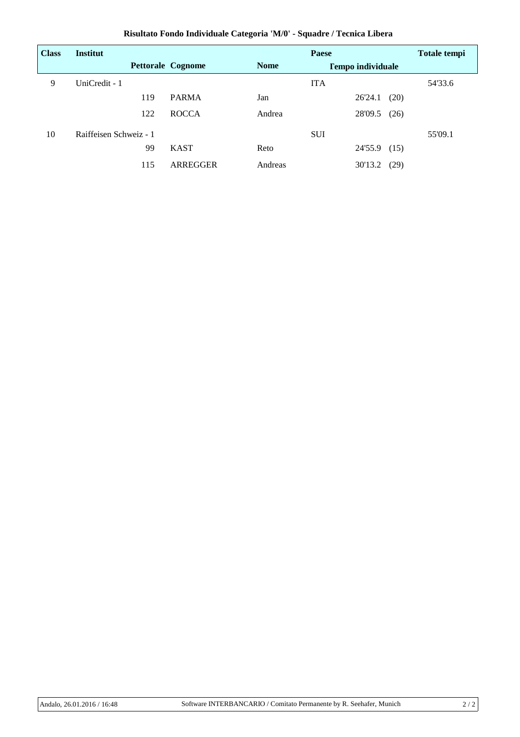**Risultato Fondo Individuale Categoria 'M/0' - Squadre / Tecnica Libera**

| Class | Institut | | | Paese | | Totale tempi |
|---|---|---|---|---|---|---|
| | Pettorale | Cognome | Nome | Tempo individuale | | |
| 9 | UniCredit - 1 | | | ITA | | 54'33.6 |
| | 119 | PARMA | Jan | 26'24.1 | (20) | |
| | 122 | ROCCA | Andrea | 28'09.5 | (26) | |
| 10 | Raiffeisen Schweiz - 1 | | | SUI | | 55'09.1 |
| | 99 | KAST | Reto | 24'55.9 | (15) | |
| | 115 | ARREGGER | Andreas | 30'13.2 | (29) | |

Andalo, 26.01.2016 / 16:48 — Software INTERBANCARIO / Comitato Permanente by R. Seehafer, Munich